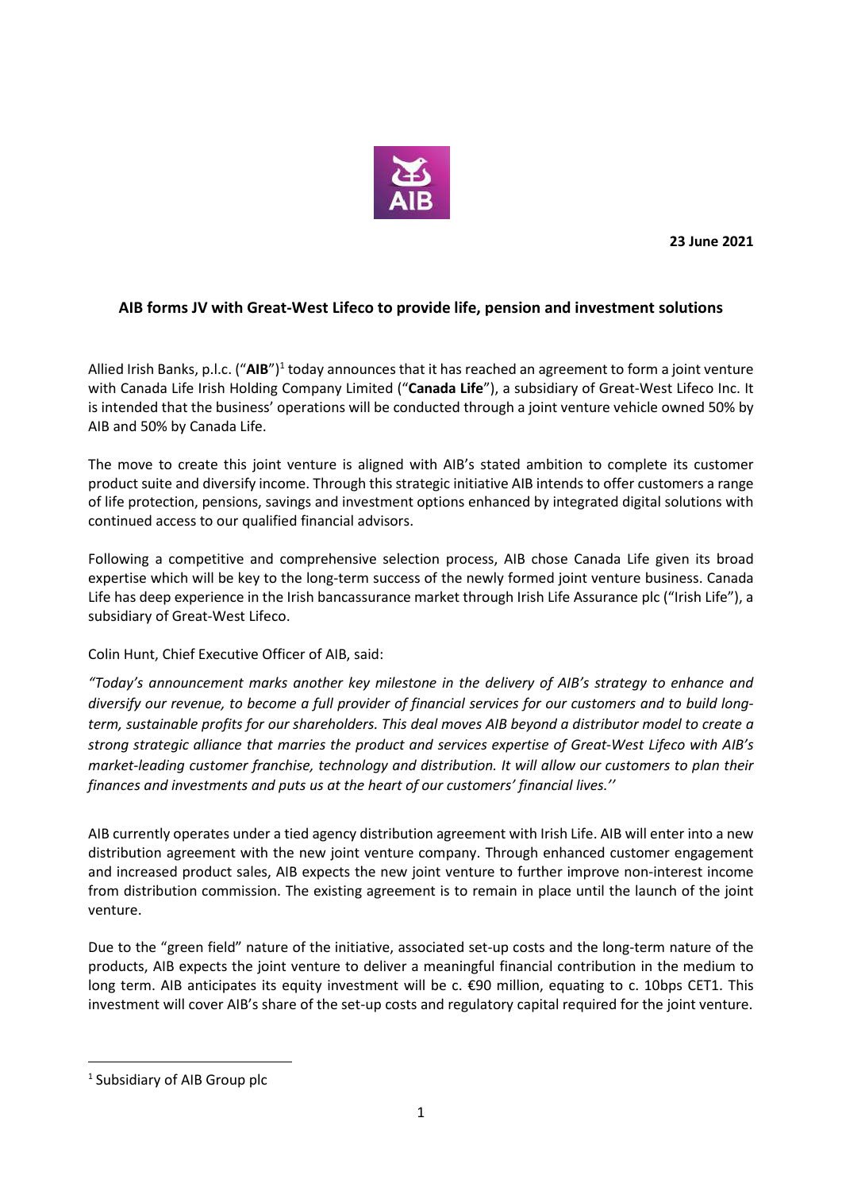**23 June 2021**

## AIB forms JV with Great-West Lifeco to provide life, pension and investment solutions

Allied Irish Banks, p.l.c. ("**AIB**")[1] today announces that it has reached an agreement to form a joint venture with Canada Life Irish Holding Company Limited ("**Canada Life**"), a subsidiary of Great-West Lifeco Inc. It is intended that the business' operations will be conducted through a joint venture vehicle owned 50% by AIB and 50% by Canada Life.

The move to create this joint venture is aligned with AIB's stated ambition to complete its customer product suite and diversify income. Through this strategic initiative AIB intends to offer customers a range of life protection, pensions, savings and investment options enhanced by integrated digital solutions with continued access to our qualified financial advisors.

Following a competitive and comprehensive selection process, AIB chose Canada Life given its broad expertise which will be key to the long-term success of the newly formed joint venture business. Canada Life has deep experience in the Irish bancassurance market through Irish Life Assurance plc ("Irish Life"), a subsidiary of Great-West Lifeco.

Colin Hunt, Chief Executive Officer of AIB, said:

*"Today's announcement marks another key milestone in the delivery of AIB's strategy to enhance and diversify our revenue, to become a full provider of financial services for our customers and to build long-term, sustainable profits for our shareholders. This deal moves AIB beyond a distributor model to create a strong strategic alliance that marries the product and services expertise of Great-West Lifeco with AIB's market-leading customer franchise, technology and distribution. It will allow our customers to plan their finances and investments and puts us at the heart of our customers' financial lives.''*

AIB currently operates under a tied agency distribution agreement with Irish Life. AIB will enter into a new distribution agreement with the new joint venture company. Through enhanced customer engagement and increased product sales, AIB expects the new joint venture to further improve non-interest income from distribution commission. The existing agreement is to remain in place until the launch of the joint venture.

Due to the "green field" nature of the initiative, associated set-up costs and the long-term nature of the products, AIB expects the joint venture to deliver a meaningful financial contribution in the medium to long term. AIB anticipates its equity investment will be c. €90 million, equating to c. 10bps CET1. This investment will cover AIB's share of the set-up costs and regulatory capital required for the joint venture.

[1] Subsidiary of AIB Group plc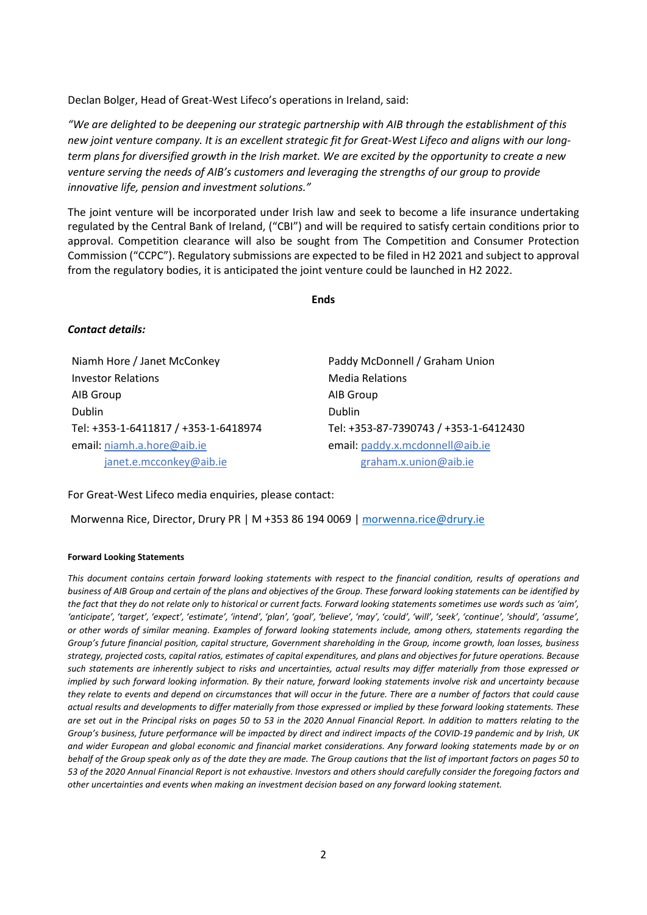Declan Bolger, Head of Great-West Lifeco's operations in Ireland, said:

*"We are delighted to be deepening our strategic partnership with AIB through the establishment of this new joint venture company. It is an excellent strategic fit for Great-West Lifeco and aligns with our long-term plans for diversified growth in the Irish market. We are excited by the opportunity to create a new venture serving the needs of AIB's customers and leveraging the strengths of our group to provide innovative life, pension and investment solutions."*

The joint venture will be incorporated under Irish law and seek to become a life insurance undertaking regulated by the Central Bank of Ireland, ("CBI") and will be required to satisfy certain conditions prior to approval. Competition clearance will also be sought from The Competition and Consumer Protection Commission ("CCPC"). Regulatory submissions are expected to be filed in H2 2021 and subject to approval from the regulatory bodies, it is anticipated the joint venture could be launched in H2 2022.

**Ends**

***Contact details:***

Niamh Hore / Janet McConkey
Investor Relations
AIB Group
Dublin
Tel: +353-1-6411817 / +353-1-6418974
email: niamh.a.hore@aib.ie
janet.e.mcconkey@aib.ie

Paddy McDonnell / Graham Union
Media Relations
AIB Group
Dublin
Tel: +353-87-7390743 / +353-1-6412430
email: paddy.x.mcdonnell@aib.ie
graham.x.union@aib.ie

For Great-West Lifeco media enquiries, please contact:

Morwenna Rice, Director, Drury PR | M +353 86 194 0069 | morwenna.rice@drury.ie

**Forward Looking Statements**

*This document contains certain forward looking statements with respect to the financial condition, results of operations and business of AIB Group and certain of the plans and objectives of the Group. These forward looking statements can be identified by the fact that they do not relate only to historical or current facts. Forward looking statements sometimes use words such as 'aim', 'anticipate', 'target', 'expect', 'estimate', 'intend', 'plan', 'goal', 'believe', 'may', 'could', 'will', 'seek', 'continue', 'should', 'assume', or other words of similar meaning. Examples of forward looking statements include, among others, statements regarding the Group's future financial position, capital structure, Government shareholding in the Group, income growth, loan losses, business strategy, projected costs, capital ratios, estimates of capital expenditures, and plans and objectives for future operations. Because such statements are inherently subject to risks and uncertainties, actual results may differ materially from those expressed or implied by such forward looking information. By their nature, forward looking statements involve risk and uncertainty because they relate to events and depend on circumstances that will occur in the future. There are a number of factors that could cause actual results and developments to differ materially from those expressed or implied by these forward looking statements. These are set out in the Principal risks on pages 50 to 53 in the 2020 Annual Financial Report. In addition to matters relating to the Group's business, future performance will be impacted by direct and indirect impacts of the COVID-19 pandemic and by Irish, UK and wider European and global economic and financial market considerations. Any forward looking statements made by or on behalf of the Group speak only as of the date they are made. The Group cautions that the list of important factors on pages 50 to 53 of the 2020 Annual Financial Report is not exhaustive. Investors and others should carefully consider the foregoing factors and other uncertainties and events when making an investment decision based on any forward looking statement.*